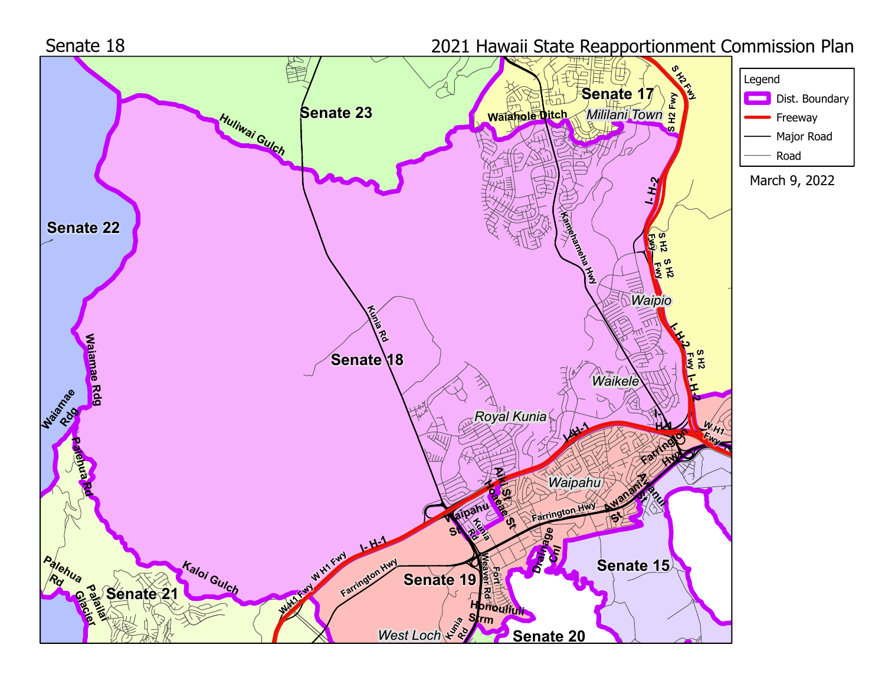Senate 18

2021 Hawaii State Reapportionment Commission Plan

Legend

- Dist. Boundary
- Freeway
- Major Road
- Road

March 9, 2022

Senate 17

Senate 18

Senate 19

Senate 15

Senate 20

Senate 21

Senate 22

Senate 23

Mililani Town

Waipio

Waikele

Royal Kunia

Waipahu

West Loch

Huliwai Gulch

Waiahole Ditch

Kunia Rd

Kamehameha Hwy

I- H-2

S H2 Fwy

I- H-1

W H1 Fwy

Farrington Hwy

Waipahu St

Aiki St

Hoaeae St

Awanui St

Awanami St

Drainage Chl

Fort Weaver Rd

Honouliuli Strm

Kaloi Gulch

Waiamae Rdg

Palehua Rd

Palailai Glacier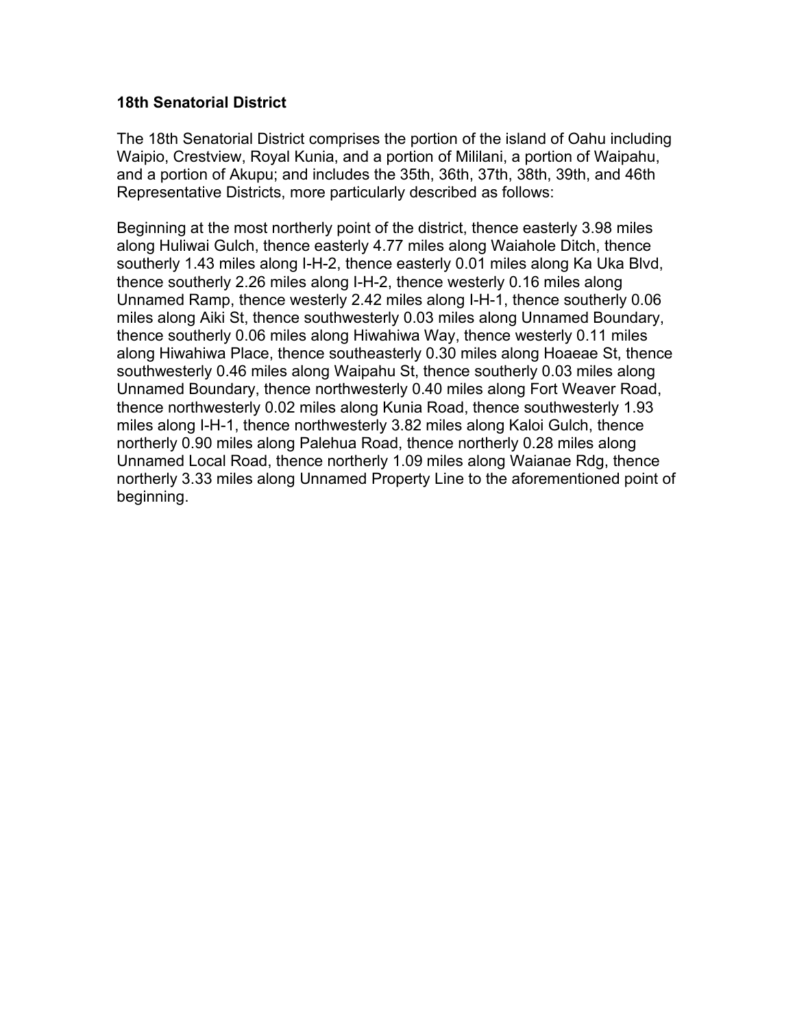**18th Senatorial District**

The 18th Senatorial District comprises the portion of the island of Oahu including Waipio, Crestview, Royal Kunia, and a portion of Mililani, a portion of Waipahu, and a portion of Akupu; and includes the 35th, 36th, 37th, 38th, 39th, and 46th Representative Districts, more particularly described as follows:

Beginning at the most northerly point of the district, thence easterly 3.98 miles along Huliwai Gulch, thence easterly 4.77 miles along Waiahole Ditch, thence southerly 1.43 miles along I-H-2, thence easterly 0.01 miles along Ka Uka Blvd, thence southerly 2.26 miles along I-H-2, thence westerly 0.16 miles along Unnamed Ramp, thence westerly 2.42 miles along I-H-1, thence southerly 0.06 miles along Aiki St, thence southwesterly 0.03 miles along Unnamed Boundary, thence southerly 0.06 miles along Hiwahiwa Way, thence westerly 0.11 miles along Hiwahiwa Place, thence southeasterly 0.30 miles along Hoaeae St, thence southwesterly 0.46 miles along Waipahu St, thence southerly 0.03 miles along Unnamed Boundary, thence northwesterly 0.40 miles along Fort Weaver Road, thence northwesterly 0.02 miles along Kunia Road, thence southwesterly 1.93 miles along I-H-1, thence northwesterly 3.82 miles along Kaloi Gulch, thence northerly 0.90 miles along Palehua Road, thence northerly 0.28 miles along Unnamed Local Road, thence northerly 1.09 miles along Waianae Rdg, thence northerly 3.33 miles along Unnamed Property Line to the aforementioned point of beginning.